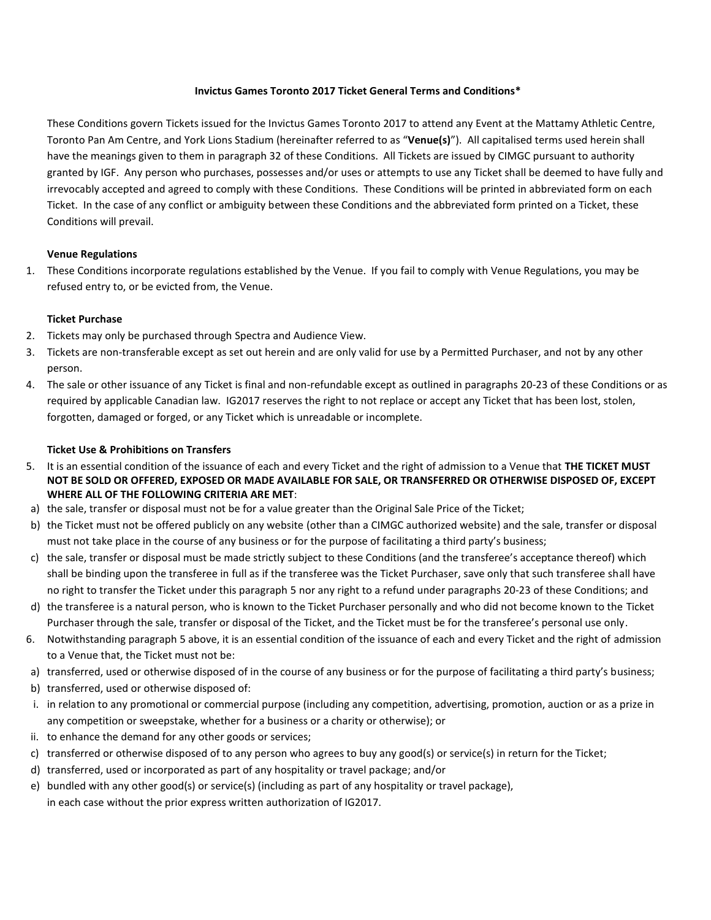**Invictus Games Toronto 2017 Ticket General Terms and Conditions***

These Conditions govern Tickets issued for the Invictus Games Toronto 2017 to attend any Event at the Mattamy Athletic Centre, Toronto Pan Am Centre, and York Lions Stadium (hereinafter referred to as "**Venue(s)**"). All capitalised terms used herein shall have the meanings given to them in paragraph 32 of these Conditions. All Tickets are issued by CIMGC pursuant to authority granted by IGF. Any person who purchases, possesses and/or uses or attempts to use any Ticket shall be deemed to have fully and irrevocably accepted and agreed to comply with these Conditions. These Conditions will be printed in abbreviated form on each Ticket. In the case of any conflict or ambiguity between these Conditions and the abbreviated form printed on a Ticket, these Conditions will prevail.

**Venue Regulations**

1. These Conditions incorporate regulations established by the Venue. If you fail to comply with Venue Regulations, you may be refused entry to, or be evicted from, the Venue.

**Ticket Purchase**

2. Tickets may only be purchased through Spectra and Audience View.
3. Tickets are non-transferable except as set out herein and are only valid for use by a Permitted Purchaser, and not by any other person.
4. The sale or other issuance of any Ticket is final and non-refundable except as outlined in paragraphs 20-23 of these Conditions or as required by applicable Canadian law. IG2017 reserves the right to not replace or accept any Ticket that has been lost, stolen, forgotten, damaged or forged, or any Ticket which is unreadable or incomplete.

**Ticket Use & Prohibitions on Transfers**

5. It is an essential condition of the issuance of each and every Ticket and the right of admission to a Venue that **THE TICKET MUST NOT BE SOLD OR OFFERED, EXPOSED OR MADE AVAILABLE FOR SALE, OR TRANSFERRED OR OTHERWISE DISPOSED OF, EXCEPT WHERE ALL OF THE FOLLOWING CRITERIA ARE MET**:
   a) the sale, transfer or disposal must not be for a value greater than the Original Sale Price of the Ticket;
   b) the Ticket must not be offered publicly on any website (other than a CIMGC authorized website) and the sale, transfer or disposal must not take place in the course of any business or for the purpose of facilitating a third party's business;
   c) the sale, transfer or disposal must be made strictly subject to these Conditions (and the transferee's acceptance thereof) which shall be binding upon the transferee in full as if the transferee was the Ticket Purchaser, save only that such transferee shall have no right to transfer the Ticket under this paragraph 5 nor any right to a refund under paragraphs 20-23 of these Conditions; and
   d) the transferee is a natural person, who is known to the Ticket Purchaser personally and who did not become known to the Ticket Purchaser through the sale, transfer or disposal of the Ticket, and the Ticket must be for the transferee's personal use only.
6. Notwithstanding paragraph 5 above, it is an essential condition of the issuance of each and every Ticket and the right of admission to a Venue that, the Ticket must not be:
   a) transferred, used or otherwise disposed of in the course of any business or for the purpose of facilitating a third party's business;
   b) transferred, used or otherwise disposed of:
      i. in relation to any promotional or commercial purpose (including any competition, advertising, promotion, auction or as a prize in any competition or sweepstake, whether for a business or a charity or otherwise); or
      ii. to enhance the demand for any other goods or services;
   c) transferred or otherwise disposed of to any person who agrees to buy any good(s) or service(s) in return for the Ticket;
   d) transferred, used or incorporated as part of any hospitality or travel package; and/or
   e) bundled with any other good(s) or service(s) (including as part of any hospitality or travel package),

   in each case without the prior express written authorization of IG2017.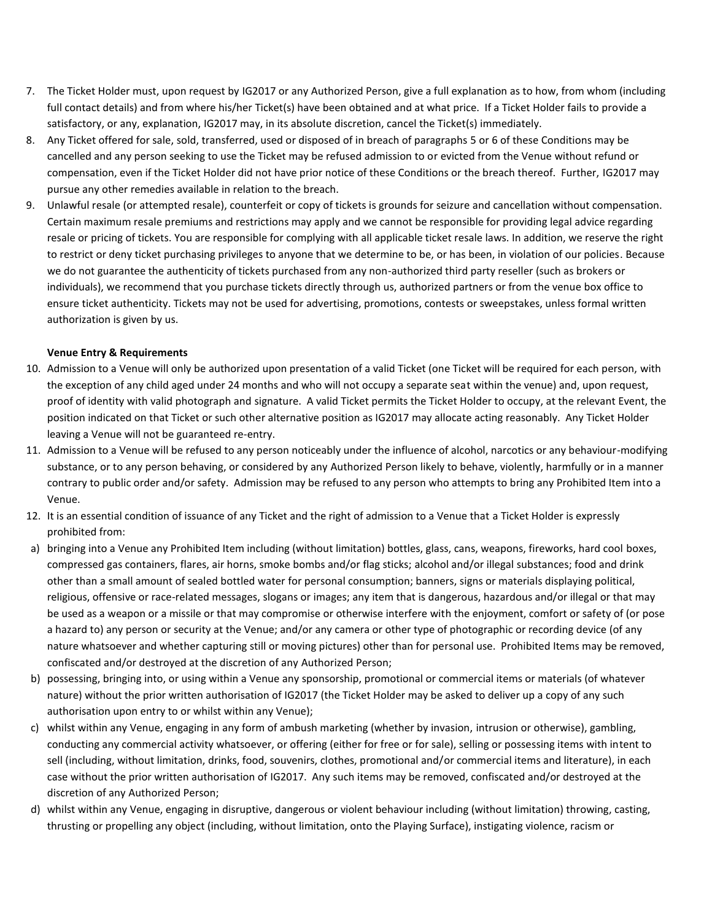7. The Ticket Holder must, upon request by IG2017 or any Authorized Person, give a full explanation as to how, from whom (including full contact details) and from where his/her Ticket(s) have been obtained and at what price. If a Ticket Holder fails to provide a satisfactory, or any, explanation, IG2017 may, in its absolute discretion, cancel the Ticket(s) immediately.
8. Any Ticket offered for sale, sold, transferred, used or disposed of in breach of paragraphs 5 or 6 of these Conditions may be cancelled and any person seeking to use the Ticket may be refused admission to or evicted from the Venue without refund or compensation, even if the Ticket Holder did not have prior notice of these Conditions or the breach thereof. Further, IG2017 may pursue any other remedies available in relation to the breach.
9. Unlawful resale (or attempted resale), counterfeit or copy of tickets is grounds for seizure and cancellation without compensation. Certain maximum resale premiums and restrictions may apply and we cannot be responsible for providing legal advice regarding resale or pricing of tickets. You are responsible for complying with all applicable ticket resale laws. In addition, we reserve the right to restrict or deny ticket purchasing privileges to anyone that we determine to be, or has been, in violation of our policies. Because we do not guarantee the authenticity of tickets purchased from any non-authorized third party reseller (such as brokers or individuals), we recommend that you purchase tickets directly through us, authorized partners or from the venue box office to ensure ticket authenticity. Tickets may not be used for advertising, promotions, contests or sweepstakes, unless formal written authorization is given by us.

**Venue Entry & Requirements**

10. Admission to a Venue will only be authorized upon presentation of a valid Ticket (one Ticket will be required for each person, with the exception of any child aged under 24 months and who will not occupy a separate seat within the venue) and, upon request, proof of identity with valid photograph and signature. A valid Ticket permits the Ticket Holder to occupy, at the relevant Event, the position indicated on that Ticket or such other alternative position as IG2017 may allocate acting reasonably. Any Ticket Holder leaving a Venue will not be guaranteed re-entry.
11. Admission to a Venue will be refused to any person noticeably under the influence of alcohol, narcotics or any behaviour-modifying substance, or to any person behaving, or considered by any Authorized Person likely to behave, violently, harmfully or in a manner contrary to public order and/or safety. Admission may be refused to any person who attempts to bring any Prohibited Item into a Venue.
12. It is an essential condition of issuance of any Ticket and the right of admission to a Venue that a Ticket Holder is expressly prohibited from:

a) bringing into a Venue any Prohibited Item including (without limitation) bottles, glass, cans, weapons, fireworks, hard cool boxes, compressed gas containers, flares, air horns, smoke bombs and/or flag sticks; alcohol and/or illegal substances; food and drink other than a small amount of sealed bottled water for personal consumption; banners, signs or materials displaying political, religious, offensive or race-related messages, slogans or images; any item that is dangerous, hazardous and/or illegal or that may be used as a weapon or a missile or that may compromise or otherwise interfere with the enjoyment, comfort or safety of (or pose a hazard to) any person or security at the Venue; and/or any camera or other type of photographic or recording device (of any nature whatsoever and whether capturing still or moving pictures) other than for personal use. Prohibited Items may be removed, confiscated and/or destroyed at the discretion of any Authorized Person;

b) possessing, bringing into, or using within a Venue any sponsorship, promotional or commercial items or materials (of whatever nature) without the prior written authorisation of IG2017 (the Ticket Holder may be asked to deliver up a copy of any such authorisation upon entry to or whilst within any Venue);

c) whilst within any Venue, engaging in any form of ambush marketing (whether by invasion, intrusion or otherwise), gambling, conducting any commercial activity whatsoever, or offering (either for free or for sale), selling or possessing items with intent to sell (including, without limitation, drinks, food, souvenirs, clothes, promotional and/or commercial items and literature), in each case without the prior written authorisation of IG2017. Any such items may be removed, confiscated and/or destroyed at the discretion of any Authorized Person;

d) whilst within any Venue, engaging in disruptive, dangerous or violent behaviour including (without limitation) throwing, casting, thrusting or propelling any object (including, without limitation, onto the Playing Surface), instigating violence, racism or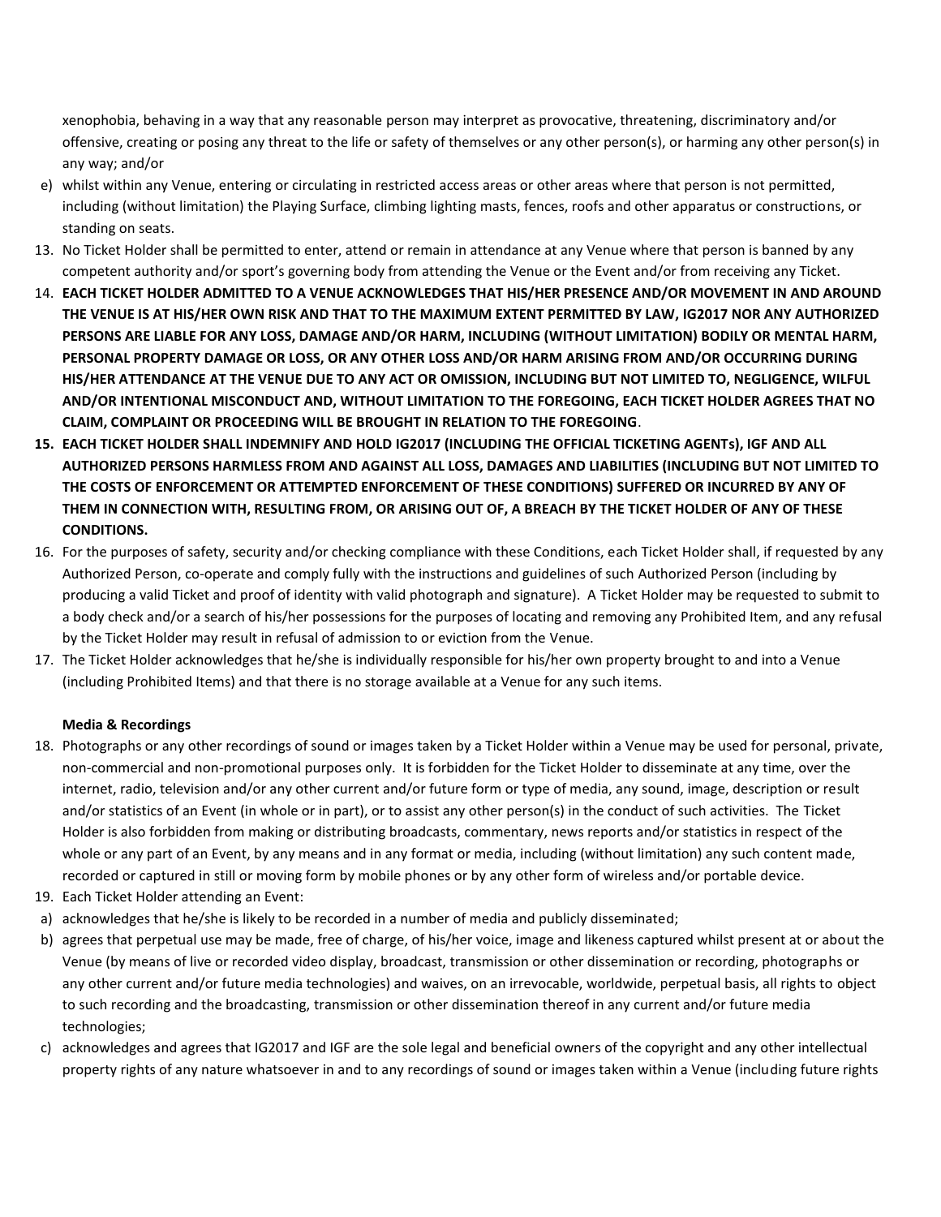xenophobia, behaving in a way that any reasonable person may interpret as provocative, threatening, discriminatory and/or offensive, creating or posing any threat to the life or safety of themselves or any other person(s), or harming any other person(s) in any way; and/or

e) whilst within any Venue, entering or circulating in restricted access areas or other areas where that person is not permitted, including (without limitation) the Playing Surface, climbing lighting masts, fences, roofs and other apparatus or constructions, or standing on seats.

13. No Ticket Holder shall be permitted to enter, attend or remain in attendance at any Venue where that person is banned by any competent authority and/or sport's governing body from attending the Venue or the Event and/or from receiving any Ticket.
14. **EACH TICKET HOLDER ADMITTED TO A VENUE ACKNOWLEDGES THAT HIS/HER PRESENCE AND/OR MOVEMENT IN AND AROUND THE VENUE IS AT HIS/HER OWN RISK AND THAT TO THE MAXIMUM EXTENT PERMITTED BY LAW, IG2017 NOR ANY AUTHORIZED PERSONS ARE LIABLE FOR ANY LOSS, DAMAGE AND/OR HARM, INCLUDING (WITHOUT LIMITATION) BODILY OR MENTAL HARM, PERSONAL PROPERTY DAMAGE OR LOSS, OR ANY OTHER LOSS AND/OR HARM ARISING FROM AND/OR OCCURRING DURING HIS/HER ATTENDANCE AT THE VENUE DUE TO ANY ACT OR OMISSION, INCLUDING BUT NOT LIMITED TO, NEGLIGENCE, WILFUL AND/OR INTENTIONAL MISCONDUCT AND, WITHOUT LIMITATION TO THE FOREGOING, EACH TICKET HOLDER AGREES THAT NO CLAIM, COMPLAINT OR PROCEEDING WILL BE BROUGHT IN RELATION TO THE FOREGOING**.
15. **EACH TICKET HOLDER SHALL INDEMNIFY AND HOLD IG2017 (INCLUDING THE OFFICIAL TICKETING AGENTs), IGF AND ALL AUTHORIZED PERSONS HARMLESS FROM AND AGAINST ALL LOSS, DAMAGES AND LIABILITIES (INCLUDING BUT NOT LIMITED TO THE COSTS OF ENFORCEMENT OR ATTEMPTED ENFORCEMENT OF THESE CONDITIONS) SUFFERED OR INCURRED BY ANY OF THEM IN CONNECTION WITH, RESULTING FROM, OR ARISING OUT OF, A BREACH BY THE TICKET HOLDER OF ANY OF THESE CONDITIONS.**
16. For the purposes of safety, security and/or checking compliance with these Conditions, each Ticket Holder shall, if requested by any Authorized Person, co-operate and comply fully with the instructions and guidelines of such Authorized Person (including by producing a valid Ticket and proof of identity with valid photograph and signature). A Ticket Holder may be requested to submit to a body check and/or a search of his/her possessions for the purposes of locating and removing any Prohibited Item, and any refusal by the Ticket Holder may result in refusal of admission to or eviction from the Venue.
17. The Ticket Holder acknowledges that he/she is individually responsible for his/her own property brought to and into a Venue (including Prohibited Items) and that there is no storage available at a Venue for any such items.

**Media & Recordings**

18. Photographs or any other recordings of sound or images taken by a Ticket Holder within a Venue may be used for personal, private, non-commercial and non-promotional purposes only. It is forbidden for the Ticket Holder to disseminate at any time, over the internet, radio, television and/or any other current and/or future form or type of media, any sound, image, description or result and/or statistics of an Event (in whole or in part), or to assist any other person(s) in the conduct of such activities. The Ticket Holder is also forbidden from making or distributing broadcasts, commentary, news reports and/or statistics in respect of the whole or any part of an Event, by any means and in any format or media, including (without limitation) any such content made, recorded or captured in still or moving form by mobile phones or by any other form of wireless and/or portable device.
19. Each Ticket Holder attending an Event:

a) acknowledges that he/she is likely to be recorded in a number of media and publicly disseminated;

b) agrees that perpetual use may be made, free of charge, of his/her voice, image and likeness captured whilst present at or about the Venue (by means of live or recorded video display, broadcast, transmission or other dissemination or recording, photographs or any other current and/or future media technologies) and waives, on an irrevocable, worldwide, perpetual basis, all rights to object to such recording and the broadcasting, transmission or other dissemination thereof in any current and/or future media technologies;

c) acknowledges and agrees that IG2017 and IGF are the sole legal and beneficial owners of the copyright and any other intellectual property rights of any nature whatsoever in and to any recordings of sound or images taken within a Venue (including future rights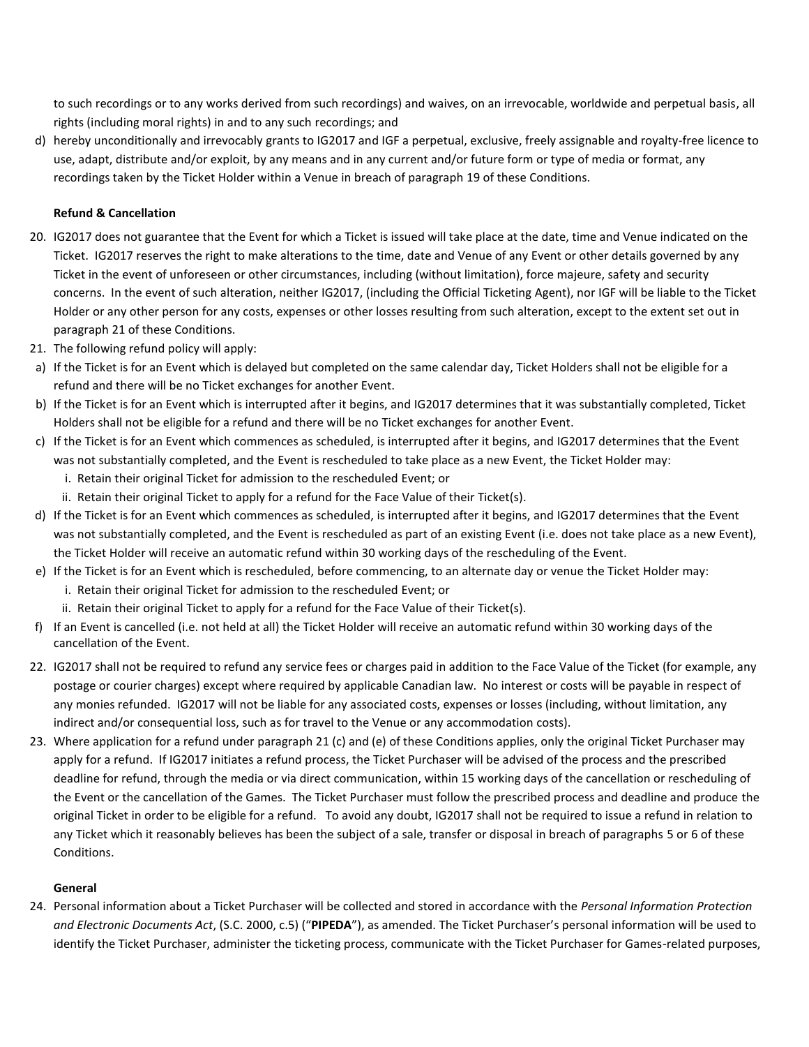to such recordings or to any works derived from such recordings) and waives, on an irrevocable, worldwide and perpetual basis, all rights (including moral rights) in and to any such recordings; and

d) hereby unconditionally and irrevocably grants to IG2017 and IGF a perpetual, exclusive, freely assignable and royalty-free licence to use, adapt, distribute and/or exploit, by any means and in any current and/or future form or type of media or format, any recordings taken by the Ticket Holder within a Venue in breach of paragraph 19 of these Conditions.

**Refund & Cancellation**

20. IG2017 does not guarantee that the Event for which a Ticket is issued will take place at the date, time and Venue indicated on the Ticket. IG2017 reserves the right to make alterations to the time, date and Venue of any Event or other details governed by any Ticket in the event of unforeseen or other circumstances, including (without limitation), force majeure, safety and security concerns. In the event of such alteration, neither IG2017, (including the Official Ticketing Agent), nor IGF will be liable to the Ticket Holder or any other person for any costs, expenses or other losses resulting from such alteration, except to the extent set out in paragraph 21 of these Conditions.
21. The following refund policy will apply:
    a) If the Ticket is for an Event which is delayed but completed on the same calendar day, Ticket Holders shall not be eligible for a refund and there will be no Ticket exchanges for another Event.
    b) If the Ticket is for an Event which is interrupted after it begins, and IG2017 determines that it was substantially completed, Ticket Holders shall not be eligible for a refund and there will be no Ticket exchanges for another Event.
    c) If the Ticket is for an Event which commences as scheduled, is interrupted after it begins, and IG2017 determines that the Event was not substantially completed, and the Event is rescheduled to take place as a new Event, the Ticket Holder may:
        i. Retain their original Ticket for admission to the rescheduled Event; or
        ii. Retain their original Ticket to apply for a refund for the Face Value of their Ticket(s).
    d) If the Ticket is for an Event which commences as scheduled, is interrupted after it begins, and IG2017 determines that the Event was not substantially completed, and the Event is rescheduled as part of an existing Event (i.e. does not take place as a new Event), the Ticket Holder will receive an automatic refund within 30 working days of the rescheduling of the Event.
    e) If the Ticket is for an Event which is rescheduled, before commencing, to an alternate day or venue the Ticket Holder may:
        i. Retain their original Ticket for admission to the rescheduled Event; or
        ii. Retain their original Ticket to apply for a refund for the Face Value of their Ticket(s).
    f) If an Event is cancelled (i.e. not held at all) the Ticket Holder will receive an automatic refund within 30 working days of the cancellation of the Event.
22. IG2017 shall not be required to refund any service fees or charges paid in addition to the Face Value of the Ticket (for example, any postage or courier charges) except where required by applicable Canadian law. No interest or costs will be payable in respect of any monies refunded. IG2017 will not be liable for any associated costs, expenses or losses (including, without limitation, any indirect and/or consequential loss, such as for travel to the Venue or any accommodation costs).
23. Where application for a refund under paragraph 21 (c) and (e) of these Conditions applies, only the original Ticket Purchaser may apply for a refund. If IG2017 initiates a refund process, the Ticket Purchaser will be advised of the process and the prescribed deadline for refund, through the media or via direct communication, within 15 working days of the cancellation or rescheduling of the Event or the cancellation of the Games. The Ticket Purchaser must follow the prescribed process and deadline and produce the original Ticket in order to be eligible for a refund. To avoid any doubt, IG2017 shall not be required to issue a refund in relation to any Ticket which it reasonably believes has been the subject of a sale, transfer or disposal in breach of paragraphs 5 or 6 of these Conditions.

**General**

24. Personal information about a Ticket Purchaser will be collected and stored in accordance with the *Personal Information Protection and Electronic Documents Act*, (S.C. 2000, c.5) ("**PIPEDA**"), as amended. The Ticket Purchaser's personal information will be used to identify the Ticket Purchaser, administer the ticketing process, communicate with the Ticket Purchaser for Games-related purposes,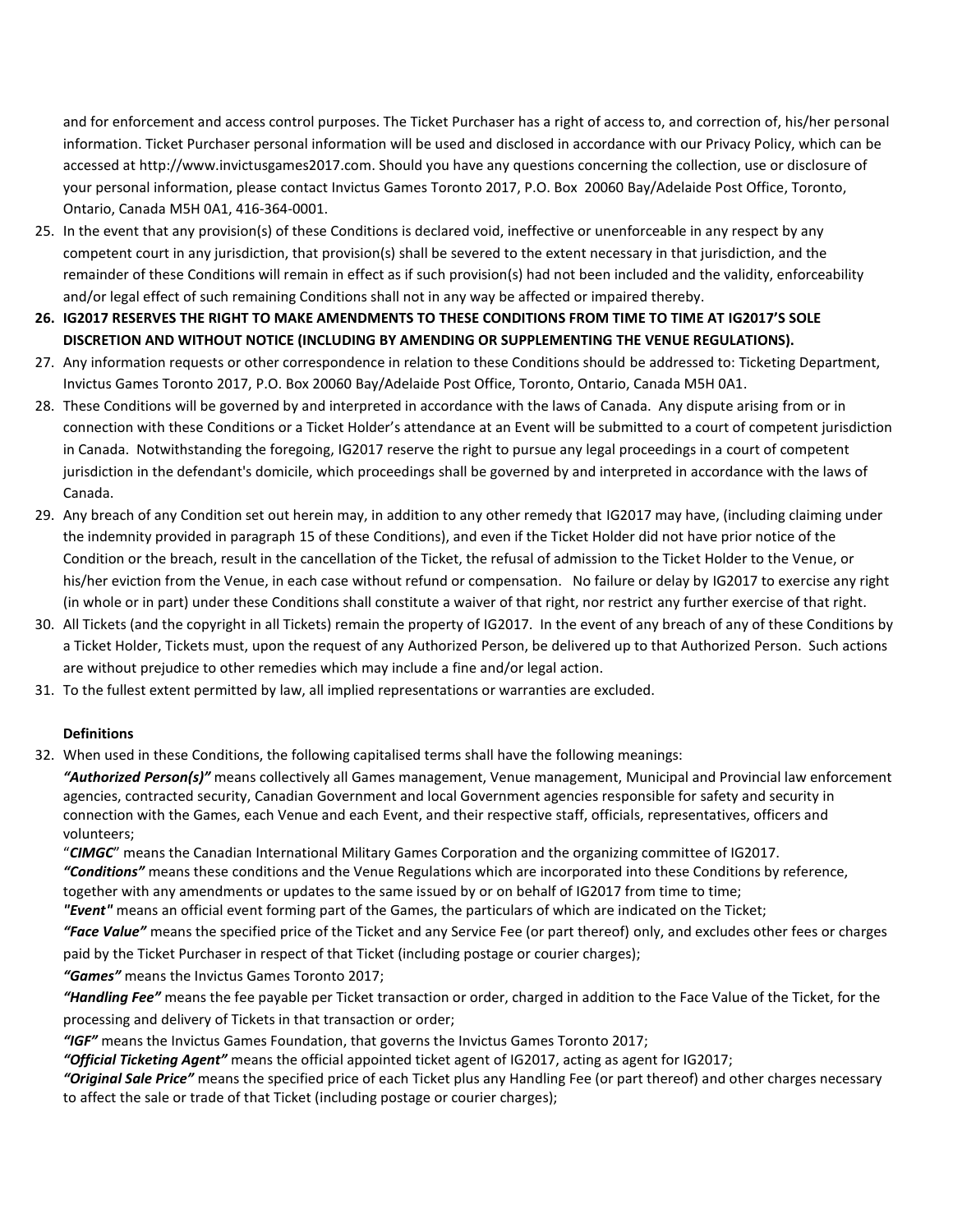and for enforcement and access control purposes. The Ticket Purchaser has a right of access to, and correction of, his/her personal information. Ticket Purchaser personal information will be used and disclosed in accordance with our Privacy Policy, which can be accessed at http://www.invictusgames2017.com. Should you have any questions concerning the collection, use or disclosure of your personal information, please contact Invictus Games Toronto 2017, P.O. Box 20060 Bay/Adelaide Post Office, Toronto, Ontario, Canada M5H 0A1, 416-364-0001.

25. In the event that any provision(s) of these Conditions is declared void, ineffective or unenforceable in any respect by any competent court in any jurisdiction, that provision(s) shall be severed to the extent necessary in that jurisdiction, and the remainder of these Conditions will remain in effect as if such provision(s) had not been included and the validity, enforceability and/or legal effect of such remaining Conditions shall not in any way be affected or impaired thereby.
26. **IG2017 RESERVES THE RIGHT TO MAKE AMENDMENTS TO THESE CONDITIONS FROM TIME TO TIME AT IG2017'S SOLE DISCRETION AND WITHOUT NOTICE (INCLUDING BY AMENDING OR SUPPLEMENTING THE VENUE REGULATIONS).**
27. Any information requests or other correspondence in relation to these Conditions should be addressed to: Ticketing Department, Invictus Games Toronto 2017, P.O. Box 20060 Bay/Adelaide Post Office, Toronto, Ontario, Canada M5H 0A1.
28. These Conditions will be governed by and interpreted in accordance with the laws of Canada. Any dispute arising from or in connection with these Conditions or a Ticket Holder's attendance at an Event will be submitted to a court of competent jurisdiction in Canada. Notwithstanding the foregoing, IG2017 reserve the right to pursue any legal proceedings in a court of competent jurisdiction in the defendant's domicile, which proceedings shall be governed by and interpreted in accordance with the laws of Canada.
29. Any breach of any Condition set out herein may, in addition to any other remedy that IG2017 may have, (including claiming under the indemnity provided in paragraph 15 of these Conditions), and even if the Ticket Holder did not have prior notice of the Condition or the breach, result in the cancellation of the Ticket, the refusal of admission to the Ticket Holder to the Venue, or his/her eviction from the Venue, in each case without refund or compensation. No failure or delay by IG2017 to exercise any right (in whole or in part) under these Conditions shall constitute a waiver of that right, nor restrict any further exercise of that right.
30. All Tickets (and the copyright in all Tickets) remain the property of IG2017. In the event of any breach of any of these Conditions by a Ticket Holder, Tickets must, upon the request of any Authorized Person, be delivered up to that Authorized Person. Such actions are without prejudice to other remedies which may include a fine and/or legal action.
31. To the fullest extent permitted by law, all implied representations or warranties are excluded.

**Definitions**

32. When used in these Conditions, the following capitalised terms shall have the following meanings:

***"Authorized Person(s)"*** means collectively all Games management, Venue management, Municipal and Provincial law enforcement agencies, contracted security, Canadian Government and local Government agencies responsible for safety and security in connection with the Games, each Venue and each Event, and their respective staff, officials, representatives, officers and volunteers;

"***CIMGC***" means the Canadian International Military Games Corporation and the organizing committee of IG2017.

***"Conditions"*** means these conditions and the Venue Regulations which are incorporated into these Conditions by reference, together with any amendments or updates to the same issued by or on behalf of IG2017 from time to time;

***"Event"*** means an official event forming part of the Games, the particulars of which are indicated on the Ticket;

***"Face Value"*** means the specified price of the Ticket and any Service Fee (or part thereof) only, and excludes other fees or charges paid by the Ticket Purchaser in respect of that Ticket (including postage or courier charges);

***"Games"*** means the Invictus Games Toronto 2017;

***"Handling Fee"*** means the fee payable per Ticket transaction or order, charged in addition to the Face Value of the Ticket, for the processing and delivery of Tickets in that transaction or order;

***"IGF"*** means the Invictus Games Foundation, that governs the Invictus Games Toronto 2017;

***"Official Ticketing Agent"*** means the official appointed ticket agent of IG2017, acting as agent for IG2017;

***"Original Sale Price"*** means the specified price of each Ticket plus any Handling Fee (or part thereof) and other charges necessary to affect the sale or trade of that Ticket (including postage or courier charges);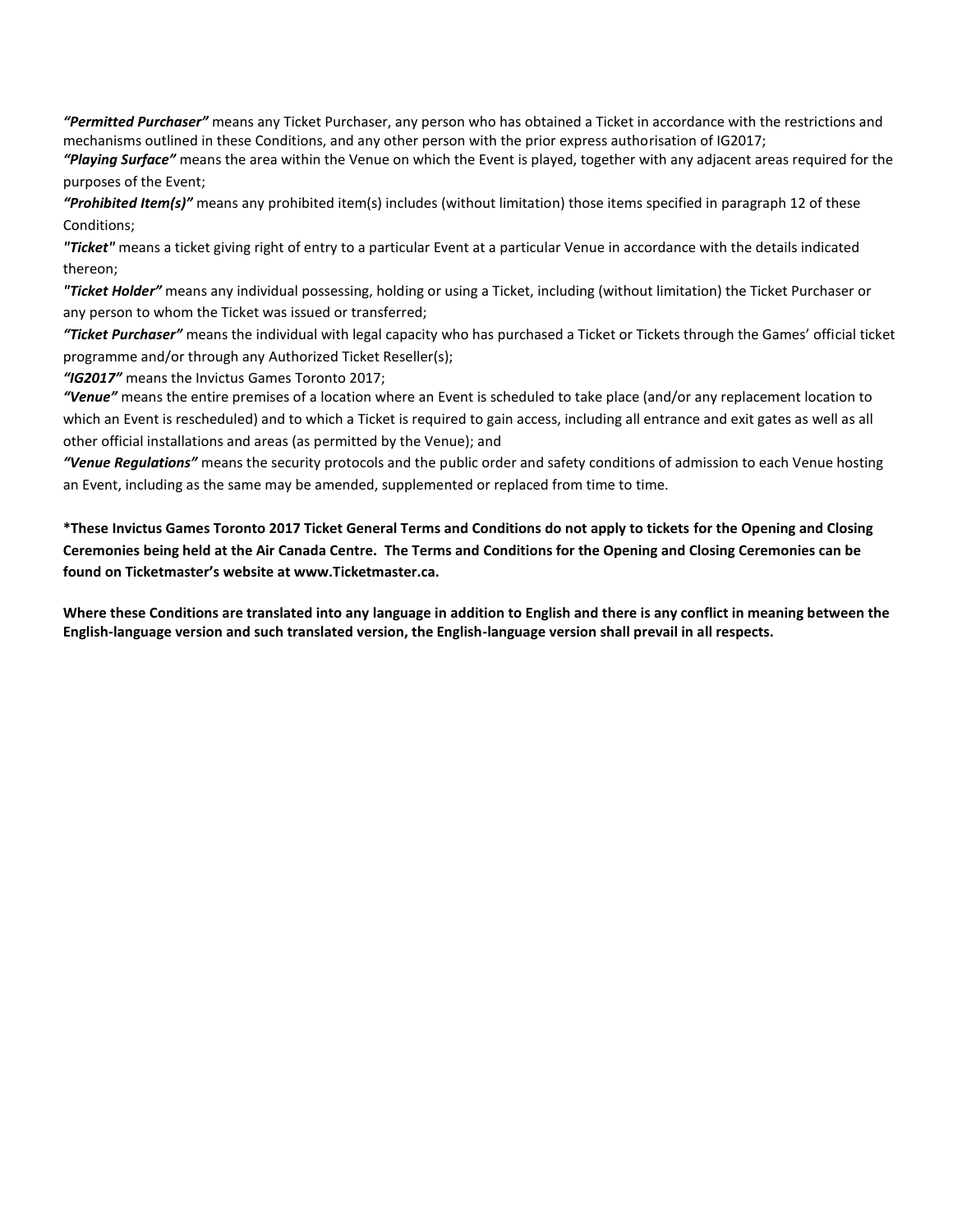***"Permitted Purchaser"*** means any Ticket Purchaser, any person who has obtained a Ticket in accordance with the restrictions and mechanisms outlined in these Conditions, and any other person with the prior express authorisation of IG2017;

***"Playing Surface"*** means the area within the Venue on which the Event is played, together with any adjacent areas required for the purposes of the Event;

***"Prohibited Item(s)"*** means any prohibited item(s) includes (without limitation) those items specified in paragraph 12 of these Conditions;

***"Ticket"*** means a ticket giving right of entry to a particular Event at a particular Venue in accordance with the details indicated thereon;

***"Ticket Holder"*** means any individual possessing, holding or using a Ticket, including (without limitation) the Ticket Purchaser or any person to whom the Ticket was issued or transferred;

***"Ticket Purchaser"*** means the individual with legal capacity who has purchased a Ticket or Tickets through the Games' official ticket programme and/or through any Authorized Ticket Reseller(s);

***"IG2017"*** means the Invictus Games Toronto 2017;

***"Venue"*** means the entire premises of a location where an Event is scheduled to take place (and/or any replacement location to which an Event is rescheduled) and to which a Ticket is required to gain access, including all entrance and exit gates as well as all other official installations and areas (as permitted by the Venue); and

***"Venue Regulations"*** means the security protocols and the public order and safety conditions of admission to each Venue hosting an Event, including as the same may be amended, supplemented or replaced from time to time.

**\*These Invictus Games Toronto 2017 Ticket General Terms and Conditions do not apply to tickets for the Opening and Closing Ceremonies being held at the Air Canada Centre. The Terms and Conditions for the Opening and Closing Ceremonies can be found on Ticketmaster's website at www.Ticketmaster.ca.**

**Where these Conditions are translated into any language in addition to English and there is any conflict in meaning between the English-language version and such translated version, the English-language version shall prevail in all respects.**